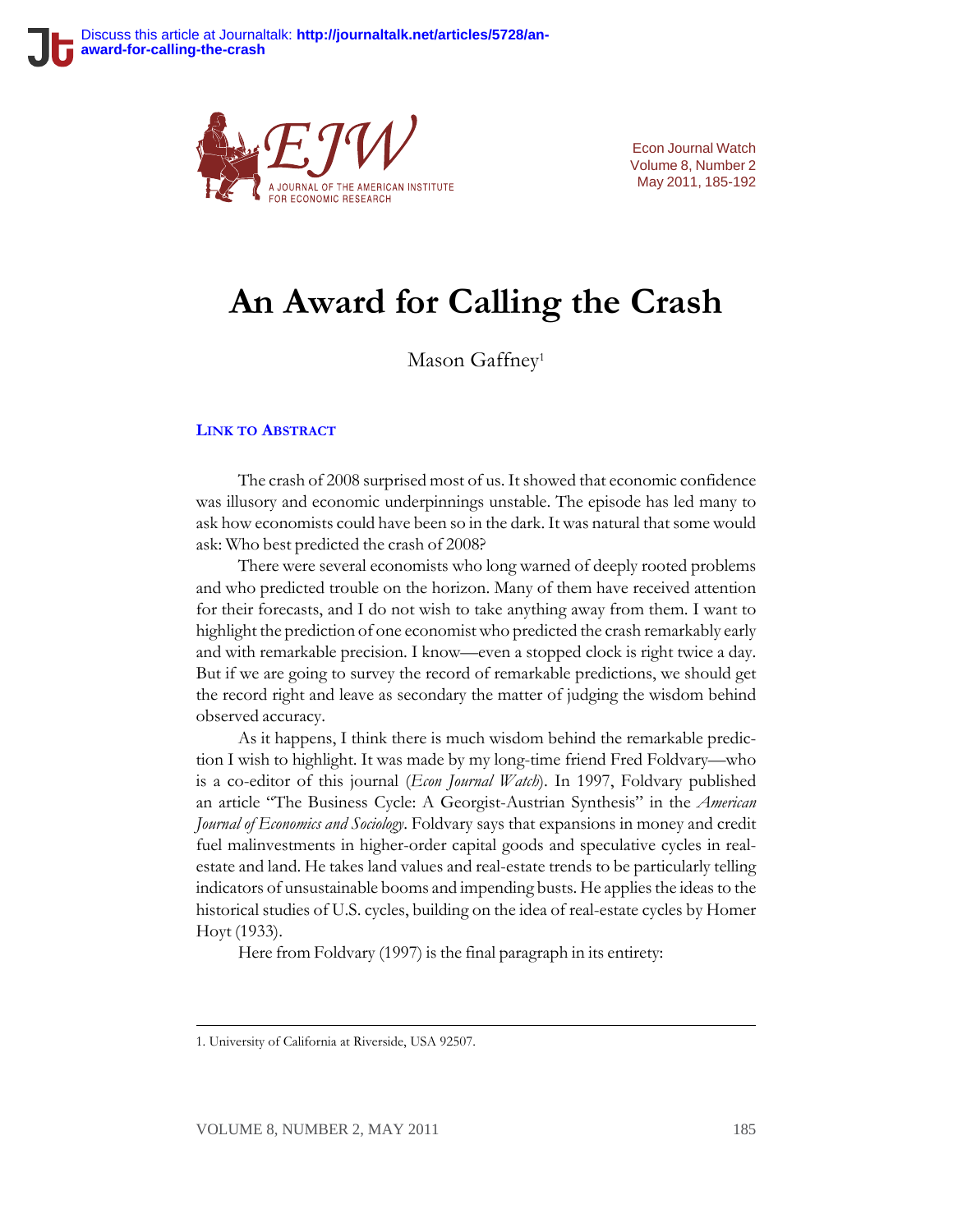# An Award for Calling the Crash

Mason Gaffney[1]

**Link to Abstract**

The crash of 2008 surprised most of us. It showed that economic confidence was illusory and economic underpinnings unstable. The episode has led many to ask how economists could have been so in the dark. It was natural that some would ask: Who best predicted the crash of 2008?

There were several economists who long warned of deeply rooted problems and who predicted trouble on the horizon. Many of them have received attention for their forecasts, and I do not wish to take anything away from them. I want to highlight the prediction of one economist who predicted the crash remarkably early and with remarkable precision. I know—even a stopped clock is right twice a day. But if we are going to survey the record of remarkable predictions, we should get the record right and leave as secondary the matter of judging the wisdom behind observed accuracy.

As it happens, I think there is much wisdom behind the remarkable prediction I wish to highlight. It was made by my long-time friend Fred Foldvary—who is a co-editor of this journal (*Econ Journal Watch*). In 1997, Foldvary published an article "The Business Cycle: A Georgist-Austrian Synthesis" in the *American Journal of Economics and Sociology*. Foldvary says that expansions in money and credit fuel malinvestments in higher-order capital goods and speculative cycles in real-estate and land. He takes land values and real-estate trends to be particularly telling indicators of unsustainable booms and impending busts. He applies the ideas to the historical studies of U.S. cycles, building on the idea of real-estate cycles by Homer Hoyt (1933).

Here from Foldvary (1997) is the final paragraph in its entirety:

---

1. University of California at Riverside, USA 92507.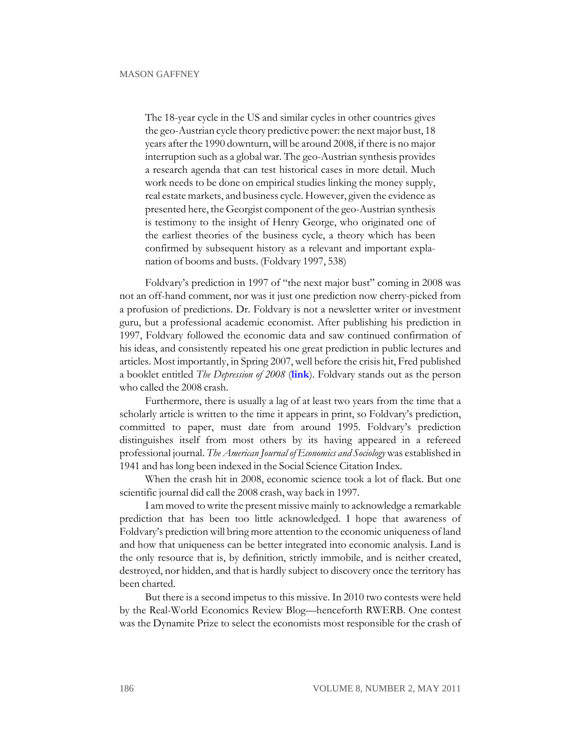> The 18-year cycle in the US and similar cycles in other countries gives the geo-Austrian cycle theory predictive power: the next major bust, 18 years after the 1990 downturn, will be around 2008, if there is no major interruption such as a global war. The geo-Austrian synthesis provides a research agenda that can test historical cases in more detail. Much work needs to be done on empirical studies linking the money supply, real estate markets, and business cycle. However, given the evidence as presented here, the Georgist component of the geo-Austrian synthesis is testimony to the insight of Henry George, who originated one of the earliest theories of the business cycle, a theory which has been confirmed by subsequent history as a relevant and important explanation of booms and busts. (Foldvary 1997, 538)

Foldvary's prediction in 1997 of "the next major bust" coming in 2008 was not an off-hand comment, nor was it just one prediction now cherry-picked from a profusion of predictions. Dr. Foldvary is not a newsletter writer or investment guru, but a professional academic economist. After publishing his prediction in 1997, Foldvary followed the economic data and saw continued confirmation of his ideas, and consistently repeated his one great prediction in public lectures and articles. Most importantly, in Spring 2007, well before the crisis hit, Fred published a booklet entitled *The Depression of 2008* (**link**). Foldvary stands out as the person who called the 2008 crash.

Furthermore, there is usually a lag of at least two years from the time that a scholarly article is written to the time it appears in print, so Foldvary's prediction, committed to paper, must date from around 1995. Foldvary's prediction distinguishes itself from most others by its having appeared in a refereed professional journal. *The American Journal of Economics and Sociology* was established in 1941 and has long been indexed in the Social Science Citation Index.

When the crash hit in 2008, economic science took a lot of flack. But one scientific journal did call the 2008 crash, way back in 1997.

I am moved to write the present missive mainly to acknowledge a remarkable prediction that has been too little acknowledged. I hope that awareness of Foldvary's prediction will bring more attention to the economic uniqueness of land and how that uniqueness can be better integrated into economic analysis. Land is the only resource that is, by definition, strictly immobile, and is neither created, destroyed, nor hidden, and that is hardly subject to discovery once the territory has been charted.

But there is a second impetus to this missive. In 2010 two contests were held by the Real-World Economics Review Blog—henceforth RWERB. One contest was the Dynamite Prize to select the economists most responsible for the crash of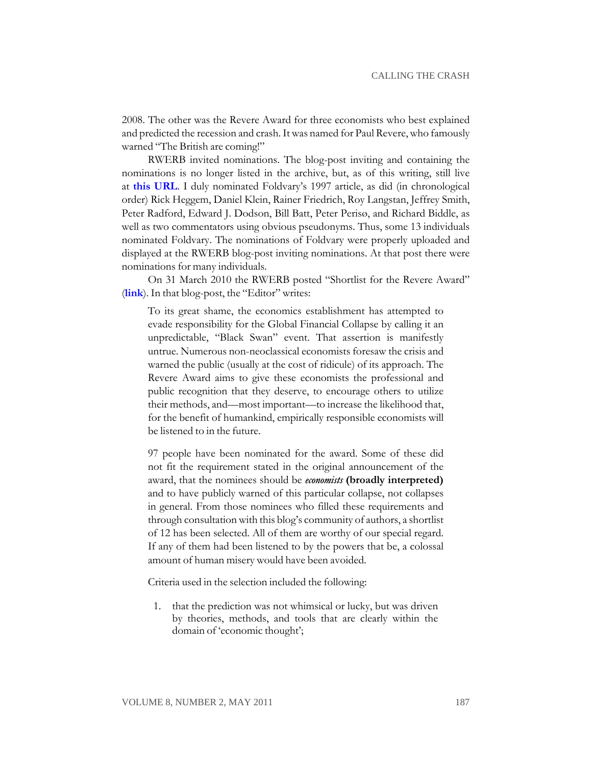2008. The other was the Revere Award for three economists who best explained and predicted the recession and crash. It was named for Paul Revere, who famously warned "The British are coming!"

RWERB invited nominations. The blog-post inviting and containing the nominations is no longer listed in the archive, but, as of this writing, still live at **this URL**. I duly nominated Foldvary's 1997 article, as did (in chronological order) Rick Heggem, Daniel Klein, Rainer Friedrich, Roy Langstan, Jeffrey Smith, Peter Radford, Edward J. Dodson, Bill Batt, Peter Perisø, and Richard Biddle, as well as two commentators using obvious pseudonyms. Thus, some 13 individuals nominated Foldvary. The nominations of Foldvary were properly uploaded and displayed at the RWERB blog-post inviting nominations. At that post there were nominations for many individuals.

On 31 March 2010 the RWERB posted "Shortlist for the Revere Award" (**link**). In that blog-post, the "Editor" writes:

> To its great shame, the economics establishment has attempted to evade responsibility for the Global Financial Collapse by calling it an unpredictable, "Black Swan" event. That assertion is manifestly untrue. Numerous non-neoclassical economists foresaw the crisis and warned the public (usually at the cost of ridicule) of its approach. The Revere Award aims to give these economists the professional and public recognition that they deserve, to encourage others to utilize their methods, and—most important—to increase the likelihood that, for the benefit of humankind, empirically responsible economists will be listened to in the future.
>
> 97 people have been nominated for the award. Some of these did not fit the requirement stated in the original announcement of the award, that the nominees should be ***economists*** **(broadly interpreted)** and to have publicly warned of this particular collapse, not collapses in general. From those nominees who filled these requirements and through consultation with this blog's community of authors, a shortlist of 12 has been selected. All of them are worthy of our special regard. If any of them had been listened to by the powers that be, a colossal amount of human misery would have been avoided.
>
> Criteria used in the selection included the following:
>
> 1. that the prediction was not whimsical or lucky, but was driven by theories, methods, and tools that are clearly within the domain of 'economic thought';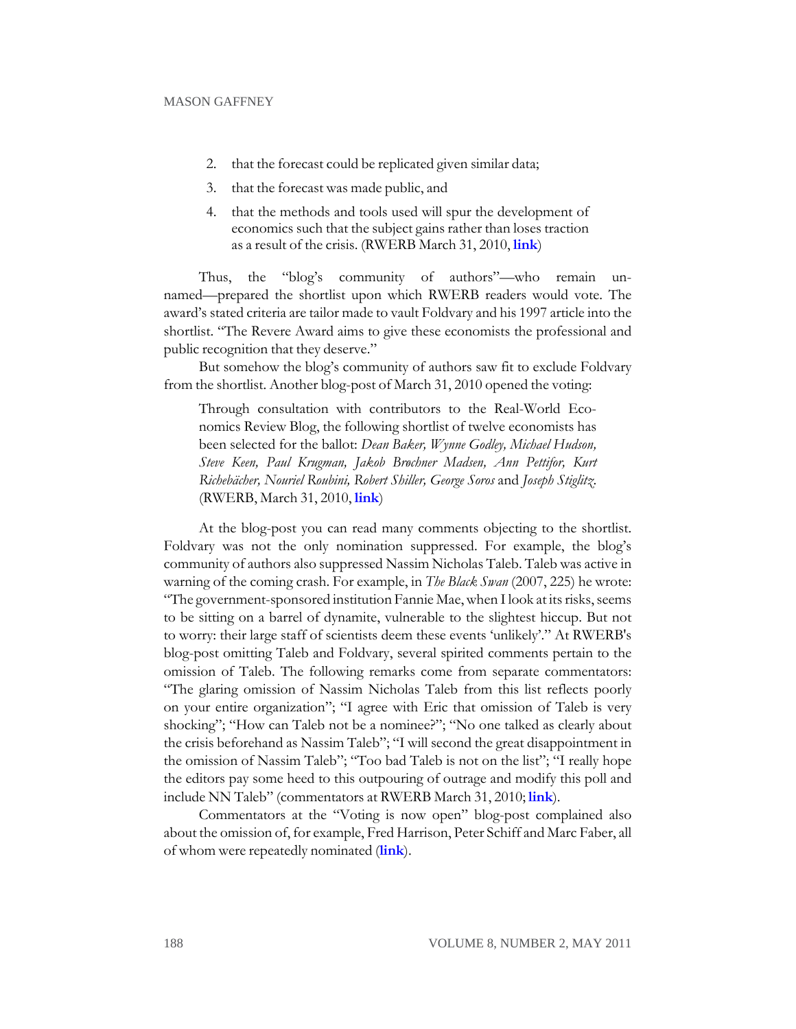2. that the forecast could be replicated given similar data;
3. that the forecast was made public, and
4. that the methods and tools used will spur the development of economics such that the subject gains rather than loses traction as a result of the crisis. (RWERB March 31, 2010, **link**)

Thus, the "blog's community of authors"—who remain unnamed—prepared the shortlist upon which RWERB readers would vote. The award's stated criteria are tailor made to vault Foldvary and his 1997 article into the shortlist. "The Revere Award aims to give these economists the professional and public recognition that they deserve."

But somehow the blog's community of authors saw fit to exclude Foldvary from the shortlist. Another blog-post of March 31, 2010 opened the voting:

> Through consultation with contributors to the Real-World Economics Review Blog, the following shortlist of twelve economists has been selected for the ballot: *Dean Baker, Wynne Godley, Michael Hudson, Steve Keen, Paul Krugman, Jakob Brøchner Madsen, Ann Pettifor, Kurt Richebächer, Nouriel Roubini, Robert Shiller, George Soros* and *Joseph Stiglitz*. (RWERB, March 31, 2010, **link**)

At the blog-post you can read many comments objecting to the shortlist. Foldvary was not the only nomination suppressed. For example, the blog's community of authors also suppressed Nassim Nicholas Taleb. Taleb was active in warning of the coming crash. For example, in *The Black Swan* (2007, 225) he wrote: "The government-sponsored institution Fannie Mae, when I look at its risks, seems to be sitting on a barrel of dynamite, vulnerable to the slightest hiccup. But not to worry: their large staff of scientists deem these events 'unlikely'." At RWERB's blog-post omitting Taleb and Foldvary, several spirited comments pertain to the omission of Taleb. The following remarks come from separate commentators: "The glaring omission of Nassim Nicholas Taleb from this list reflects poorly on your entire organization"; "I agree with Eric that omission of Taleb is very shocking"; "How can Taleb not be a nominee?"; "No one talked as clearly about the crisis beforehand as Nassim Taleb"; "I will second the great disappointment in the omission of Nassim Taleb"; "Too bad Taleb is not on the list"; "I really hope the editors pay some heed to this outpouring of outrage and modify this poll and include NN Taleb" (commentators at RWERB March 31, 2010; **link**).

Commentators at the "Voting is now open" blog-post complained also about the omission of, for example, Fred Harrison, Peter Schiff and Marc Faber, all of whom were repeatedly nominated (**link**).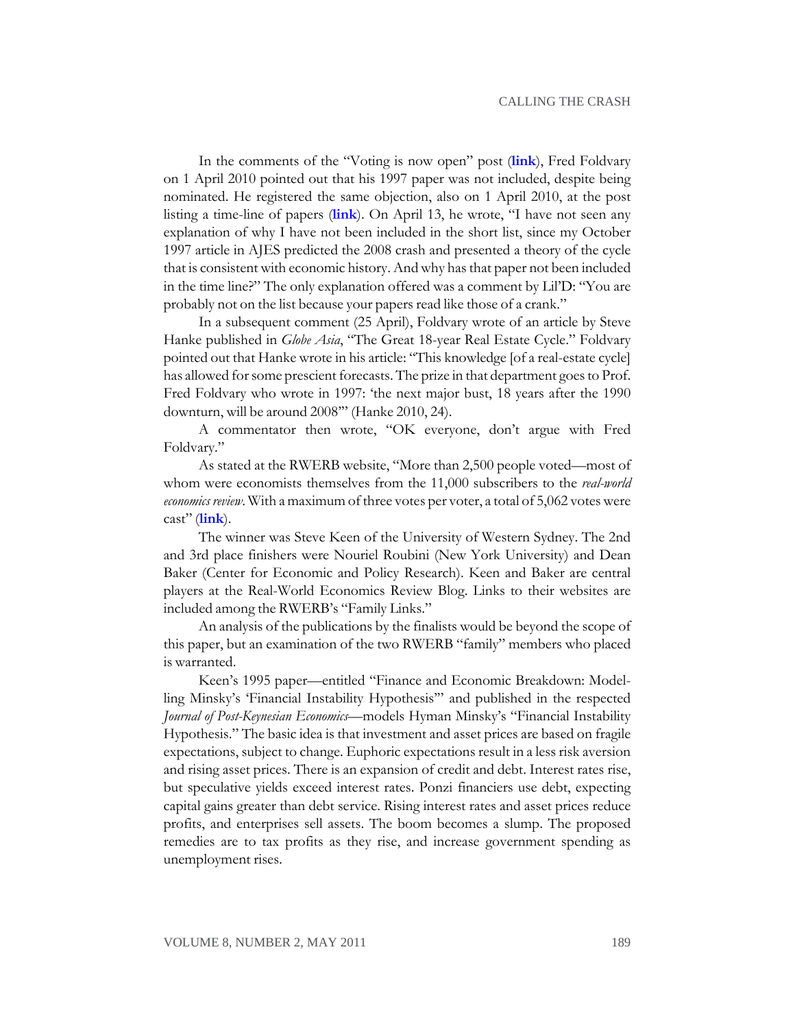In the comments of the "Voting is now open" post (**link**), Fred Foldvary on 1 April 2010 pointed out that his 1997 paper was not included, despite being nominated. He registered the same objection, also on 1 April 2010, at the post listing a time-line of papers (**link**). On April 13, he wrote, "I have not seen any explanation of why I have not been included in the short list, since my October 1997 article in AJES predicted the 2008 crash and presented a theory of the cycle that is consistent with economic history. And why has that paper not been included in the time line?" The only explanation offered was a comment by Lil'D: "You are probably not on the list because your papers read like those of a crank."

In a subsequent comment (25 April), Foldvary wrote of an article by Steve Hanke published in *Globe Asia*, "The Great 18-year Real Estate Cycle." Foldvary pointed out that Hanke wrote in his article: "This knowledge [of a real-estate cycle] has allowed for some prescient forecasts. The prize in that department goes to Prof. Fred Foldvary who wrote in 1997: 'the next major bust, 18 years after the 1990 downturn, will be around 2008'" (Hanke 2010, 24).

A commentator then wrote, "OK everyone, don't argue with Fred Foldvary."

As stated at the RWERB website, "More than 2,500 people voted—most of whom were economists themselves from the 11,000 subscribers to the *real-world economics review*. With a maximum of three votes per voter, a total of 5,062 votes were cast" (**link**).

The winner was Steve Keen of the University of Western Sydney. The 2nd and 3rd place finishers were Nouriel Roubini (New York University) and Dean Baker (Center for Economic and Policy Research). Keen and Baker are central players at the Real-World Economics Review Blog. Links to their websites are included among the RWERB's "Family Links."

An analysis of the publications by the finalists would be beyond the scope of this paper, but an examination of the two RWERB "family" members who placed is warranted.

Keen's 1995 paper—entitled "Finance and Economic Breakdown: Modelling Minsky's 'Financial Instability Hypothesis'" and published in the respected *Journal of Post-Keynesian Economics*—models Hyman Minsky's "Financial Instability Hypothesis." The basic idea is that investment and asset prices are based on fragile expectations, subject to change. Euphoric expectations result in a less risk aversion and rising asset prices. There is an expansion of credit and debt. Interest rates rise, but speculative yields exceed interest rates. Ponzi financiers use debt, expecting capital gains greater than debt service. Rising interest rates and asset prices reduce profits, and enterprises sell assets. The boom becomes a slump. The proposed remedies are to tax profits as they rise, and increase government spending as unemployment rises.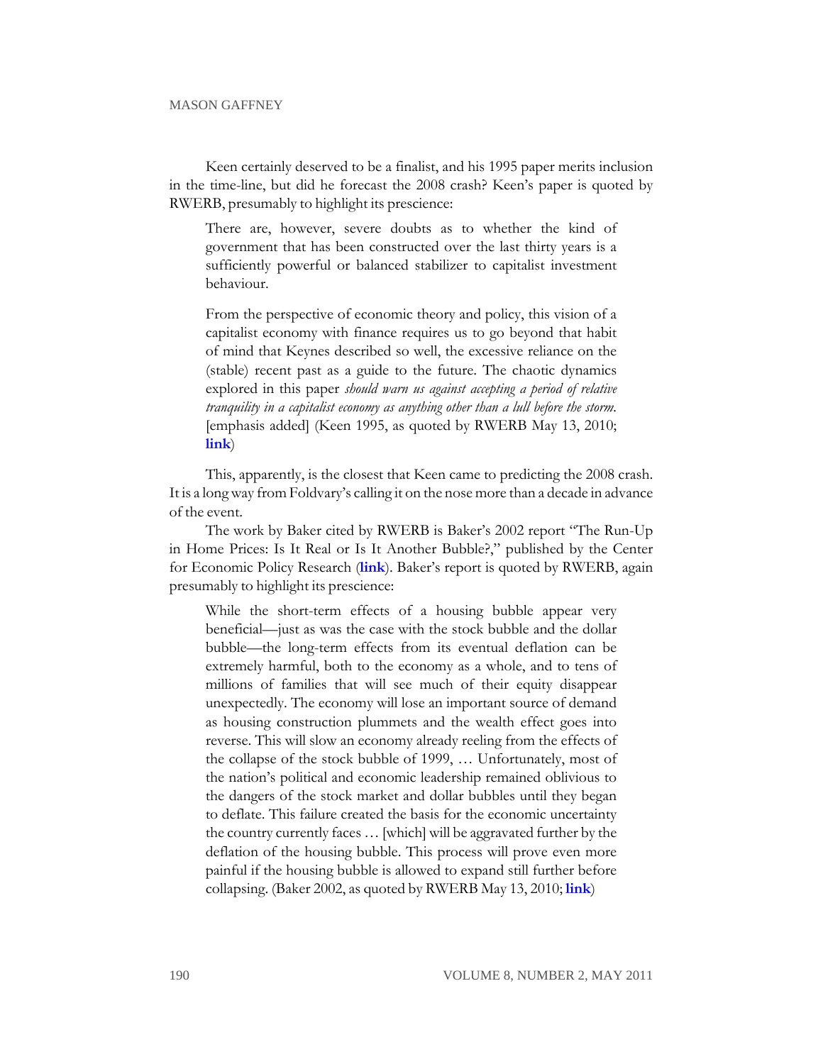Keen certainly deserved to be a finalist, and his 1995 paper merits inclusion in the time-line, but did he forecast the 2008 crash? Keen's paper is quoted by RWERB, presumably to highlight its prescience:

> There are, however, severe doubts as to whether the kind of government that has been constructed over the last thirty years is a sufficiently powerful or balanced stabilizer to capitalist investment behaviour.
>
> From the perspective of economic theory and policy, this vision of a capitalist economy with finance requires us to go beyond that habit of mind that Keynes described so well, the excessive reliance on the (stable) recent past as a guide to the future. The chaotic dynamics explored in this paper *should warn us against accepting a period of relative tranquility in a capitalist economy as anything other than a lull before the storm.* [emphasis added] (Keen 1995, as quoted by RWERB May 13, 2010; **link**)

This, apparently, is the closest that Keen came to predicting the 2008 crash. It is a long way from Foldvary's calling it on the nose more than a decade in advance of the event.

The work by Baker cited by RWERB is Baker's 2002 report "The Run-Up in Home Prices: Is It Real or Is It Another Bubble?," published by the Center for Economic Policy Research (**link**). Baker's report is quoted by RWERB, again presumably to highlight its prescience:

> While the short-term effects of a housing bubble appear very beneficial—just as was the case with the stock bubble and the dollar bubble—the long-term effects from its eventual deflation can be extremely harmful, both to the economy as a whole, and to tens of millions of families that will see much of their equity disappear unexpectedly. The economy will lose an important source of demand as housing construction plummets and the wealth effect goes into reverse. This will slow an economy already reeling from the effects of the collapse of the stock bubble of 1999, … Unfortunately, most of the nation's political and economic leadership remained oblivious to the dangers of the stock market and dollar bubbles until they began to deflate. This failure created the basis for the economic uncertainty the country currently faces … [which] will be aggravated further by the deflation of the housing bubble. This process will prove even more painful if the housing bubble is allowed to expand still further before collapsing. (Baker 2002, as quoted by RWERB May 13, 2010; **link**)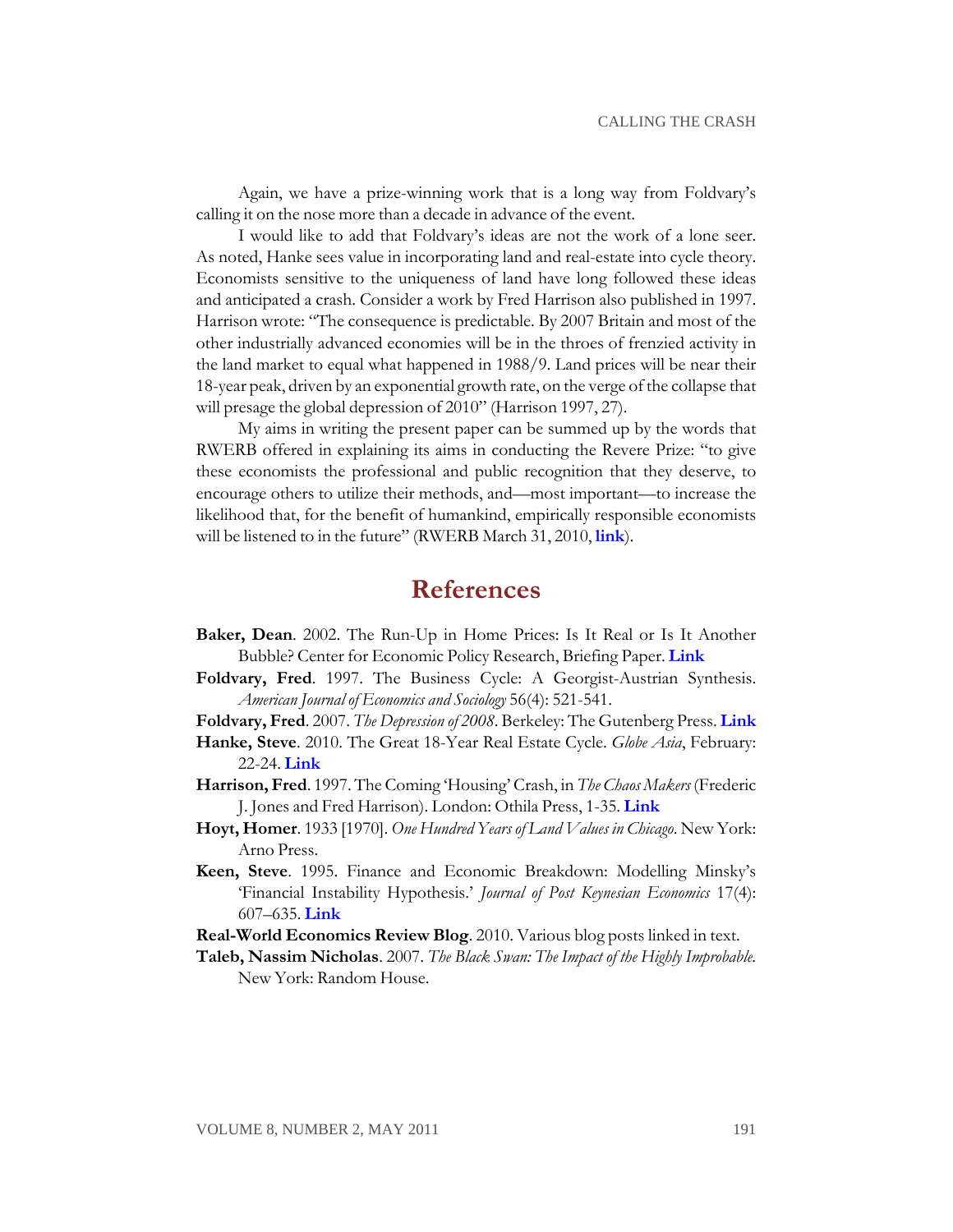Again, we have a prize-winning work that is a long way from Foldvary's calling it on the nose more than a decade in advance of the event.

I would like to add that Foldvary's ideas are not the work of a lone seer. As noted, Hanke sees value in incorporating land and real-estate into cycle theory. Economists sensitive to the uniqueness of land have long followed these ideas and anticipated a crash. Consider a work by Fred Harrison also published in 1997. Harrison wrote: "The consequence is predictable. By 2007 Britain and most of the other industrially advanced economies will be in the throes of frenzied activity in the land market to equal what happened in 1988/9. Land prices will be near their 18-year peak, driven by an exponential growth rate, on the verge of the collapse that will presage the global depression of 2010" (Harrison 1997, 27).

My aims in writing the present paper can be summed up by the words that RWERB offered in explaining its aims in conducting the Revere Prize: "to give these economists the professional and public recognition that they deserve, to encourage others to utilize their methods, and—most important—to increase the likelihood that, for the benefit of humankind, empirically responsible economists will be listened to in the future" (RWERB March 31, 2010, **link**).

## References

**Baker, Dean**. 2002. The Run-Up in Home Prices: Is It Real or Is It Another Bubble? Center for Economic Policy Research, Briefing Paper. **Link**

**Foldvary, Fred**. 1997. The Business Cycle: A Georgist-Austrian Synthesis. *American Journal of Economics and Sociology* 56(4): 521-541.

**Foldvary, Fred**. 2007. *The Depression of 2008*. Berkeley: The Gutenberg Press. **Link**

**Hanke, Steve**. 2010. The Great 18-Year Real Estate Cycle. *Globe Asia*, February: 22-24. **Link**

**Harrison, Fred**. 1997. The Coming 'Housing' Crash, in *The Chaos Makers* (Frederic J. Jones and Fred Harrison). London: Othila Press, 1-35. **Link**

**Hoyt, Homer**. 1933 [1970]. *One Hundred Years of Land Values in Chicago*. New York: Arno Press.

**Keen, Steve**. 1995. Finance and Economic Breakdown: Modelling Minsky's 'Financial Instability Hypothesis.' *Journal of Post Keynesian Economics* 17(4): 607–635. **Link**

**Real-World Economics Review Blog**. 2010. Various blog posts linked in text.

**Taleb, Nassim Nicholas**. 2007. *The Black Swan: The Impact of the Highly Improbable*. New York: Random House.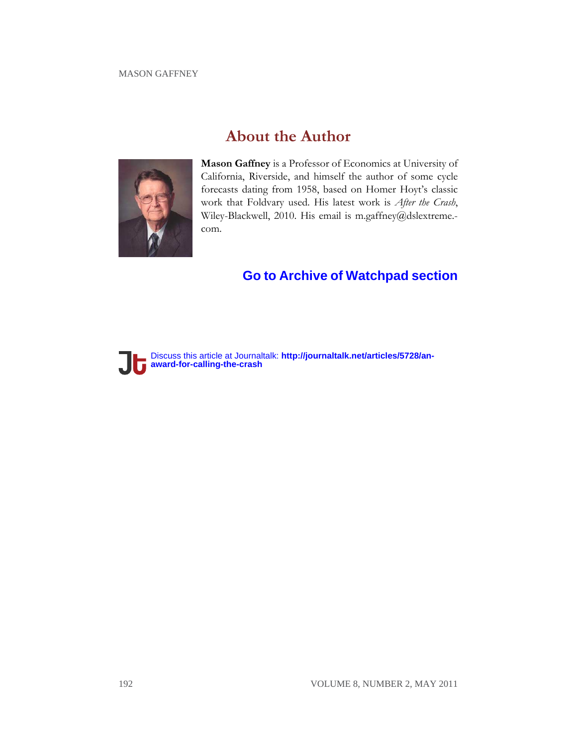## About the Author

**Mason Gaffney** is a Professor of Economics at University of California, Riverside, and himself the author of some cycle forecasts dating from 1958, based on Homer Hoyt's classic work that Foldvary used. His latest work is *After the Crash*, Wiley-Blackwell, 2010. His email is m.gaffney@dslextreme.com.

**Go to Archive of Watchpad section**

Discuss this article at Journaltalk: **http://journaltalk.net/articles/5728/an-award-for-calling-the-crash**